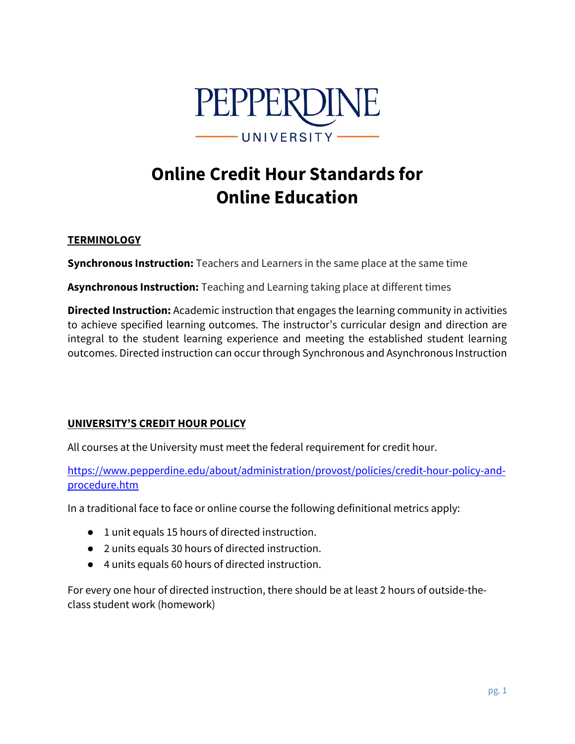PEPPERDINE UNIVERSITY

# Online Credit Hour Standards for Online Education

## TERMINOLOGY

**Synchronous Instruction:** Teachers and Learners in the same place at the same time

**Asynchronous Instruction:** Teaching and Learning taking place at different times

**Directed Instruction:** Academic instruction that engages the learning community in activities to achieve specified learning outcomes. The instructor's curricular design and direction are integral to the student learning experience and meeting the established student learning outcomes. Directed instruction can occur through Synchronous and Asynchronous Instruction

## UNIVERSITY'S CREDIT HOUR POLICY

All courses at the University must meet the federal requirement for credit hour.

https://www.pepperdine.edu/about/administration/provost/policies/credit-hour-policy-and-procedure.htm

In a traditional face to face or online course the following definitional metrics apply:

- 1 unit equals 15 hours of directed instruction.
- 2 units equals 30 hours of directed instruction.
- 4 units equals 60 hours of directed instruction.

For every one hour of directed instruction, there should be at least 2 hours of outside-the-class student work (homework)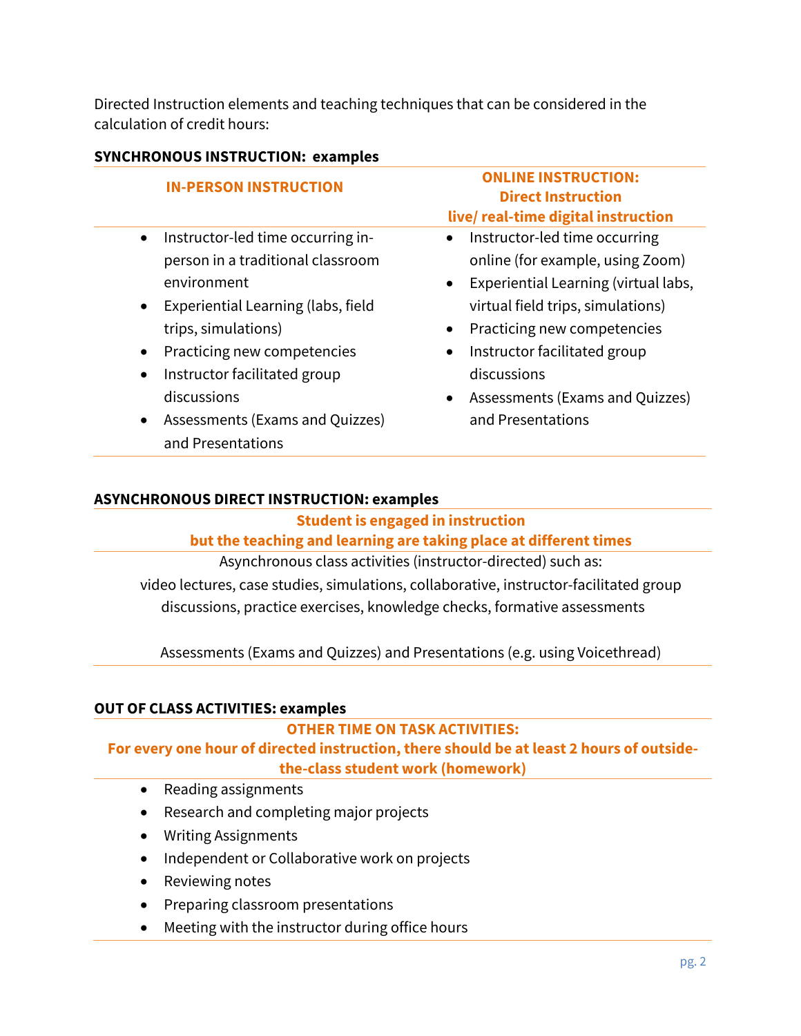Directed Instruction elements and teaching techniques that can be considered in the calculation of credit hours:

**SYNCHRONOUS INSTRUCTION: examples**

| **IN-PERSON INSTRUCTION** | **ONLINE INSTRUCTION: Direct Instruction live/ real-time digital instruction** |
| --- | --- |
| • Instructor-led time occurring in-person in a traditional classroom environment<br>• Experiential Learning (labs, field trips, simulations)<br>• Practicing new competencies<br>• Instructor facilitated group discussions<br>• Assessments (Exams and Quizzes) and Presentations | • Instructor-led time occurring online (for example, using Zoom)<br>• Experiential Learning (virtual labs, virtual field trips, simulations)<br>• Practicing new competencies<br>• Instructor facilitated group discussions<br>• Assessments (Exams and Quizzes) and Presentations |

**ASYNCHRONOUS DIRECT INSTRUCTION: examples**

**Student is engaged in instruction but the teaching and learning are taking place at different times**

Asynchronous class activities (instructor-directed) such as:
video lectures, case studies, simulations, collaborative, instructor-facilitated group discussions, practice exercises, knowledge checks, formative assessments

Assessments (Exams and Quizzes) and Presentations (e.g. using Voicethread)

**OUT OF CLASS ACTIVITIES: examples**

**OTHER TIME ON TASK ACTIVITIES:**
**For every one hour of directed instruction, there should be at least 2 hours of outside-the-class student work (homework)**

- Reading assignments
- Research and completing major projects
- Writing Assignments
- Independent or Collaborative work on projects
- Reviewing notes
- Preparing classroom presentations
- Meeting with the instructor during office hours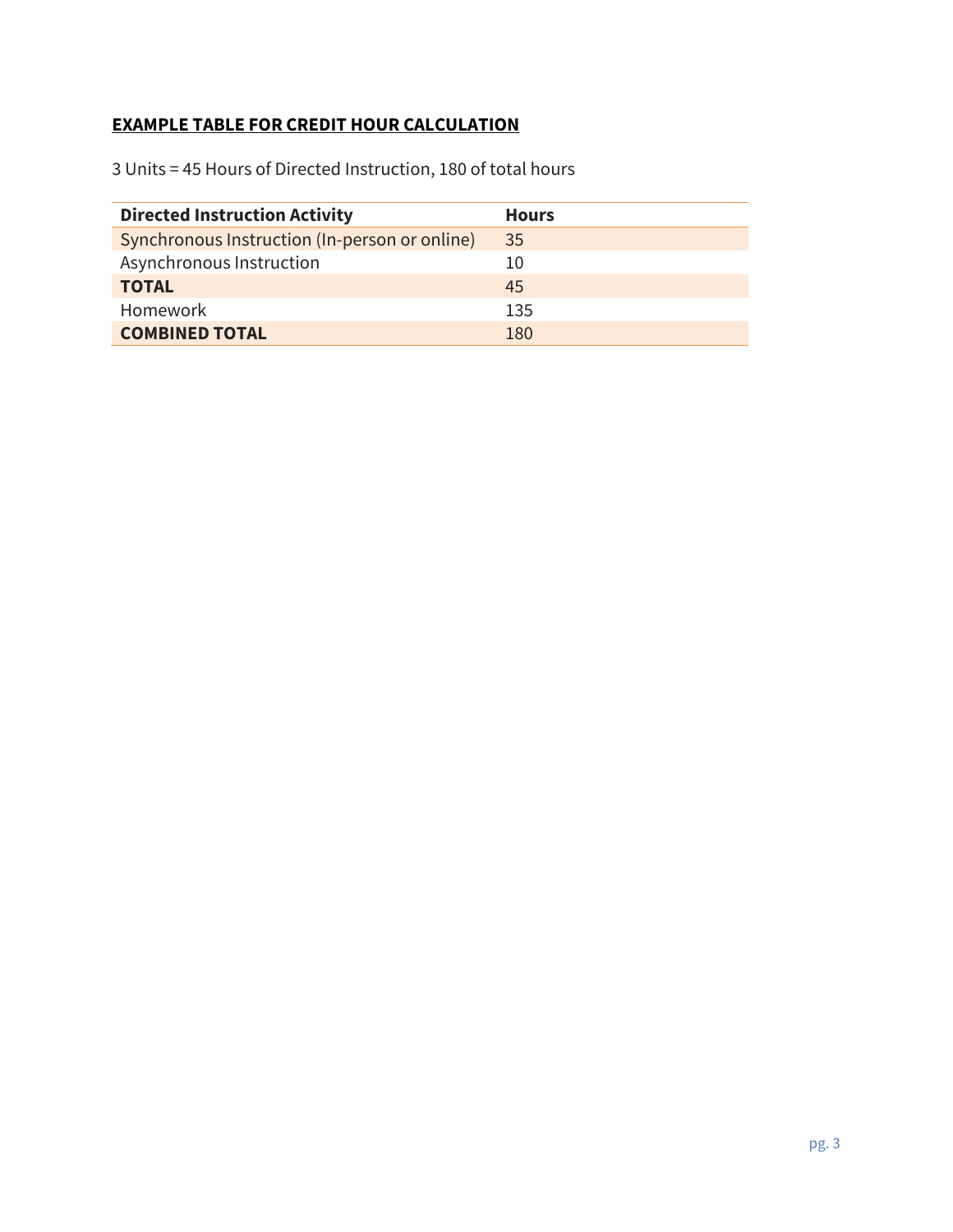**EXAMPLE TABLE FOR CREDIT HOUR CALCULATION**

3 Units = 45 Hours of Directed Instruction, 180 of total hours

| Directed Instruction Activity | Hours |
|---|---|
| Synchronous Instruction (In-person or online) | 35 |
| Asynchronous Instruction | 10 |
| **TOTAL** | 45 |
| Homework | 135 |
| **COMBINED TOTAL** | 180 |